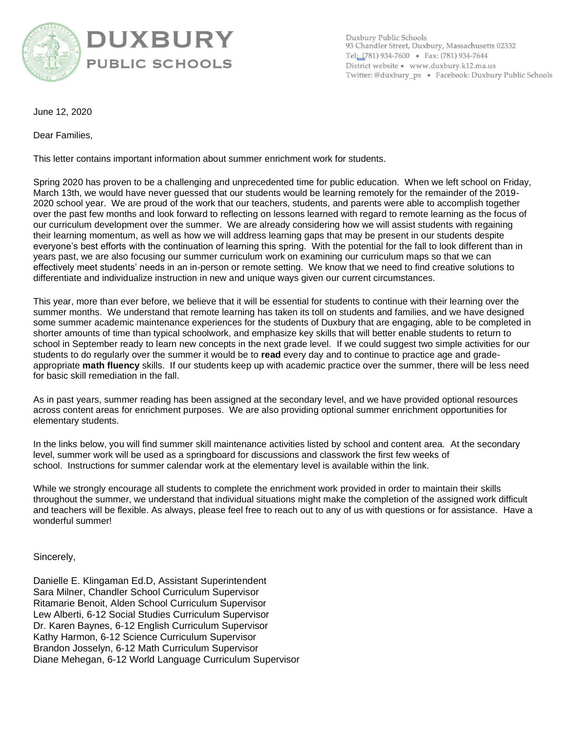# DUXBURY PUBLIC SCHOOLS

Duxbury Public Schools
93 Chandler Street, Duxbury, Massachusetts 02332
Tel: (781) 934-7600 • Fax: (781) 934-7644
District website • www.duxbury.k12.ma.us
Twitter: @duxbury_ps • Facebook: Duxbury Public Schools

June 12, 2020

Dear Families,

This letter contains important information about summer enrichment work for students.

Spring 2020 has proven to be a challenging and unprecedented time for public education. When we left school on Friday, March 13th, we would have never guessed that our students would be learning remotely for the remainder of the 2019-2020 school year. We are proud of the work that our teachers, students, and parents were able to accomplish together over the past few months and look forward to reflecting on lessons learned with regard to remote learning as the focus of our curriculum development over the summer. We are already considering how we will assist students with regaining their learning momentum, as well as how we will address learning gaps that may be present in our students despite everyone's best efforts with the continuation of learning this spring. With the potential for the fall to look different than in years past, we are also focusing our summer curriculum work on examining our curriculum maps so that we can effectively meet students' needs in an in-person or remote setting. We know that we need to find creative solutions to differentiate and individualize instruction in new and unique ways given our current circumstances.

This year, more than ever before, we believe that it will be essential for students to continue with their learning over the summer months. We understand that remote learning has taken its toll on students and families, and we have designed some summer academic maintenance experiences for the students of Duxbury that are engaging, able to be completed in shorter amounts of time than typical schoolwork, and emphasize key skills that will better enable students to return to school in September ready to learn new concepts in the next grade level. If we could suggest two simple activities for our students to do regularly over the summer it would be to **read** every day and to continue to practice age and grade-appropriate **math fluency** skills. If our students keep up with academic practice over the summer, there will be less need for basic skill remediation in the fall.

As in past years, summer reading has been assigned at the secondary level, and we have provided optional resources across content areas for enrichment purposes. We are also providing optional summer enrichment opportunities for elementary students.

In the links below, you will find summer skill maintenance activities listed by school and content area. At the secondary level, summer work will be used as a springboard for discussions and classwork the first few weeks of school. Instructions for summer calendar work at the elementary level is available within the link.

While we strongly encourage all students to complete the enrichment work provided in order to maintain their skills throughout the summer, we understand that individual situations might make the completion of the assigned work difficult and teachers will be flexible. As always, please feel free to reach out to any of us with questions or for assistance. Have a wonderful summer!

Sincerely,

Danielle E. Klingaman Ed.D, Assistant Superintendent
Sara Milner, Chandler School Curriculum Supervisor
Ritamarie Benoit, Alden School Curriculum Supervisor
Lew Alberti, 6-12 Social Studies Curriculum Supervisor
Dr. Karen Baynes, 6-12 English Curriculum Supervisor
Kathy Harmon, 6-12 Science Curriculum Supervisor
Brandon Josselyn, 6-12 Math Curriculum Supervisor
Diane Mehegan, 6-12 World Language Curriculum Supervisor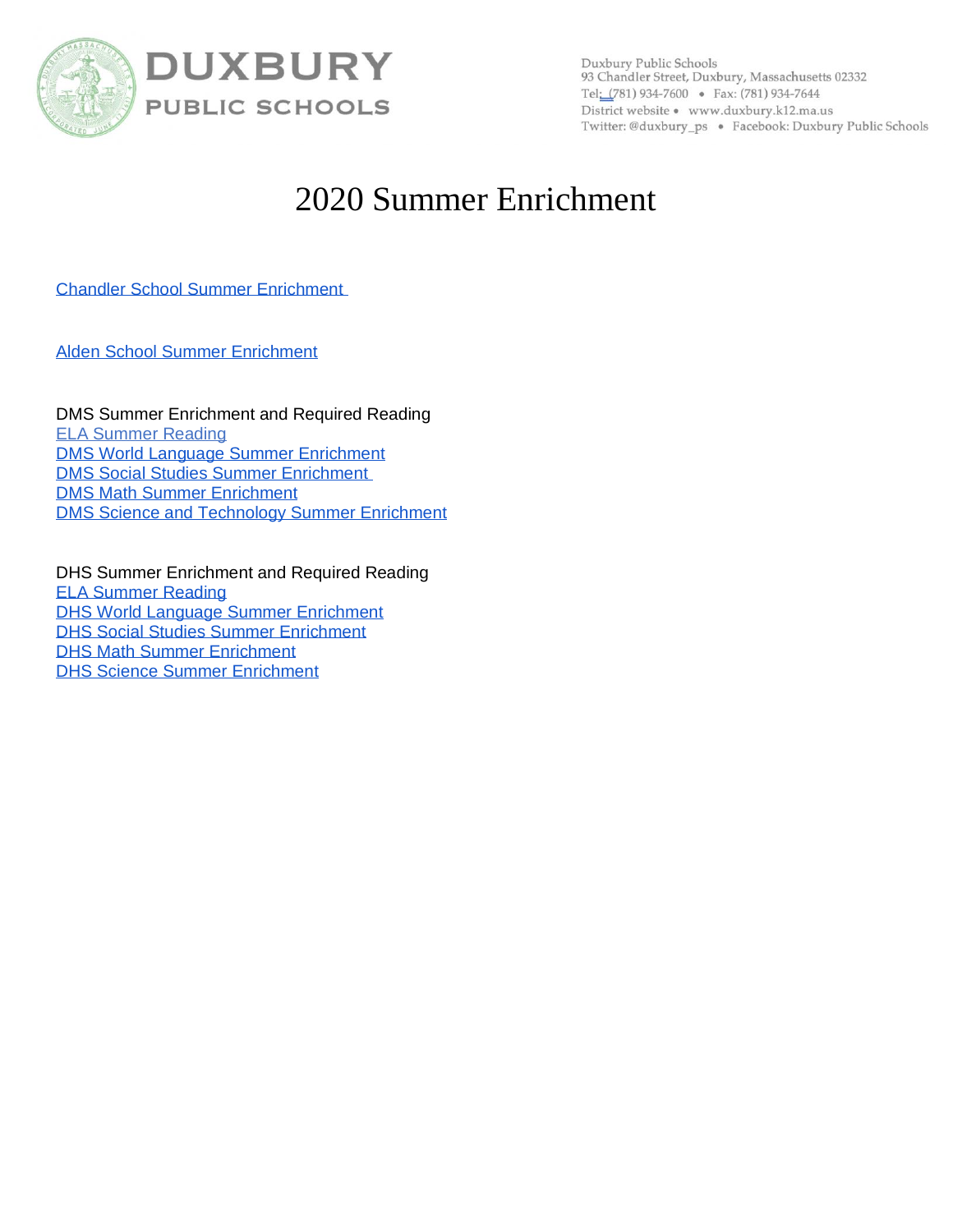Duxbury Public Schools
93 Chandler Street, Duxbury, Massachusetts 02332
Tel: (781) 934-7600 • Fax: (781) 934-7644
District website • www.duxbury.k12.ma.us
Twitter: @duxbury_ps • Facebook: Duxbury Public Schools

# 2020 Summer Enrichment

Chandler School Summer Enrichment

Alden School Summer Enrichment

DMS Summer Enrichment and Required Reading
ELA Summer Reading
DMS World Language Summer Enrichment
DMS Social Studies Summer Enrichment
DMS Math Summer Enrichment
DMS Science and Technology Summer Enrichment

DHS Summer Enrichment and Required Reading
ELA Summer Reading
DHS World Language Summer Enrichment
DHS Social Studies Summer Enrichment
DHS Math Summer Enrichment
DHS Science Summer Enrichment